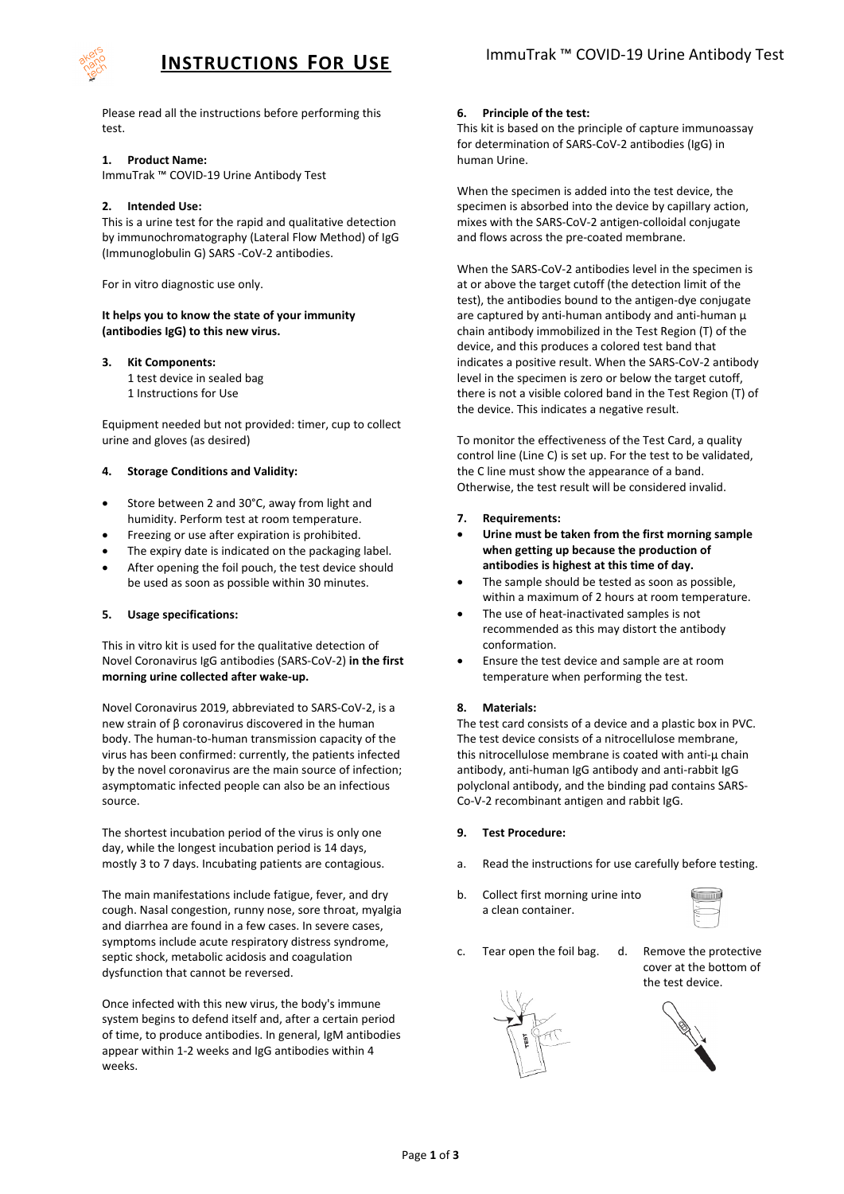# INSTRUCTIONS FOR USE

ImmuTrak ™ COVID-19 Urine Antibody Test

Please read all the instructions before performing this test.

## 1. Product Name:

ImmuTrak ™ COVID-19 Urine Antibody Test

## 2. Intended Use:

This is a urine test for the rapid and qualitative detection by immunochromatography (Lateral Flow Method) of IgG (Immunoglobulin G) SARS -CoV-2 antibodies.

For in vitro diagnostic use only.

**It helps you to know the state of your immunity (antibodies IgG) to this new virus.**

## 3. Kit Components:

1 test device in sealed bag
1 Instructions for Use

Equipment needed but not provided: timer, cup to collect urine and gloves (as desired)

## 4. Storage Conditions and Validity:

- Store between 2 and 30°C, away from light and humidity. Perform test at room temperature.
- Freezing or use after expiration is prohibited.
- The expiry date is indicated on the packaging label.
- After opening the foil pouch, the test device should be used as soon as possible within 30 minutes.

## 5. Usage specifications:

This in vitro kit is used for the qualitative detection of Novel Coronavirus IgG antibodies (SARS-CoV-2) **in the first morning urine collected after wake-up.**

Novel Coronavirus 2019, abbreviated to SARS-CoV-2, is a new strain of β coronavirus discovered in the human body. The human-to-human transmission capacity of the virus has been confirmed: currently, the patients infected by the novel coronavirus are the main source of infection; asymptomatic infected people can also be an infectious source.

The shortest incubation period of the virus is only one day, while the longest incubation period is 14 days, mostly 3 to 7 days. Incubating patients are contagious.

The main manifestations include fatigue, fever, and dry cough. Nasal congestion, runny nose, sore throat, myalgia and diarrhea are found in a few cases. In severe cases, symptoms include acute respiratory distress syndrome, septic shock, metabolic acidosis and coagulation dysfunction that cannot be reversed.

Once infected with this new virus, the body's immune system begins to defend itself and, after a certain period of time, to produce antibodies. In general, IgM antibodies appear within 1-2 weeks and IgG antibodies within 4 weeks.

## 6. Principle of the test:

This kit is based on the principle of capture immunoassay for determination of SARS-CoV-2 antibodies (IgG) in human Urine.

When the specimen is added into the test device, the specimen is absorbed into the device by capillary action, mixes with the SARS-CoV-2 antigen-colloidal conjugate and flows across the pre-coated membrane.

When the SARS-CoV-2 antibodies level in the specimen is at or above the target cutoff (the detection limit of the test), the antibodies bound to the antigen-dye conjugate are captured by anti-human antibody and anti-human µ chain antibody immobilized in the Test Region (T) of the device, and this produces a colored test band that indicates a positive result. When the SARS-CoV-2 antibody level in the specimen is zero or below the target cutoff, there is not a visible colored band in the Test Region (T) of the device. This indicates a negative result.

To monitor the effectiveness of the Test Card, a quality control line (Line C) is set up. For the test to be validated, the C line must show the appearance of a band. Otherwise, the test result will be considered invalid.

## 7. Requirements:

- **Urine must be taken from the first morning sample when getting up because the production of antibodies is highest at this time of day.**
- The sample should be tested as soon as possible, within a maximum of 2 hours at room temperature.
- The use of heat-inactivated samples is not recommended as this may distort the antibody conformation.
- Ensure the test device and sample are at room temperature when performing the test.

## 8. Materials:

The test card consists of a device and a plastic box in PVC. The test device consists of a nitrocellulose membrane, this nitrocellulose membrane is coated with anti-µ chain antibody, anti-human IgG antibody and anti-rabbit IgG polyclonal antibody, and the binding pad contains SARS-Co-V-2 recombinant antigen and rabbit IgG.

## 9. Test Procedure:

a. Read the instructions for use carefully before testing.

b. Collect first morning urine into a clean container.

c. Tear open the foil bag.

d. Remove the protective cover at the bottom of the test device.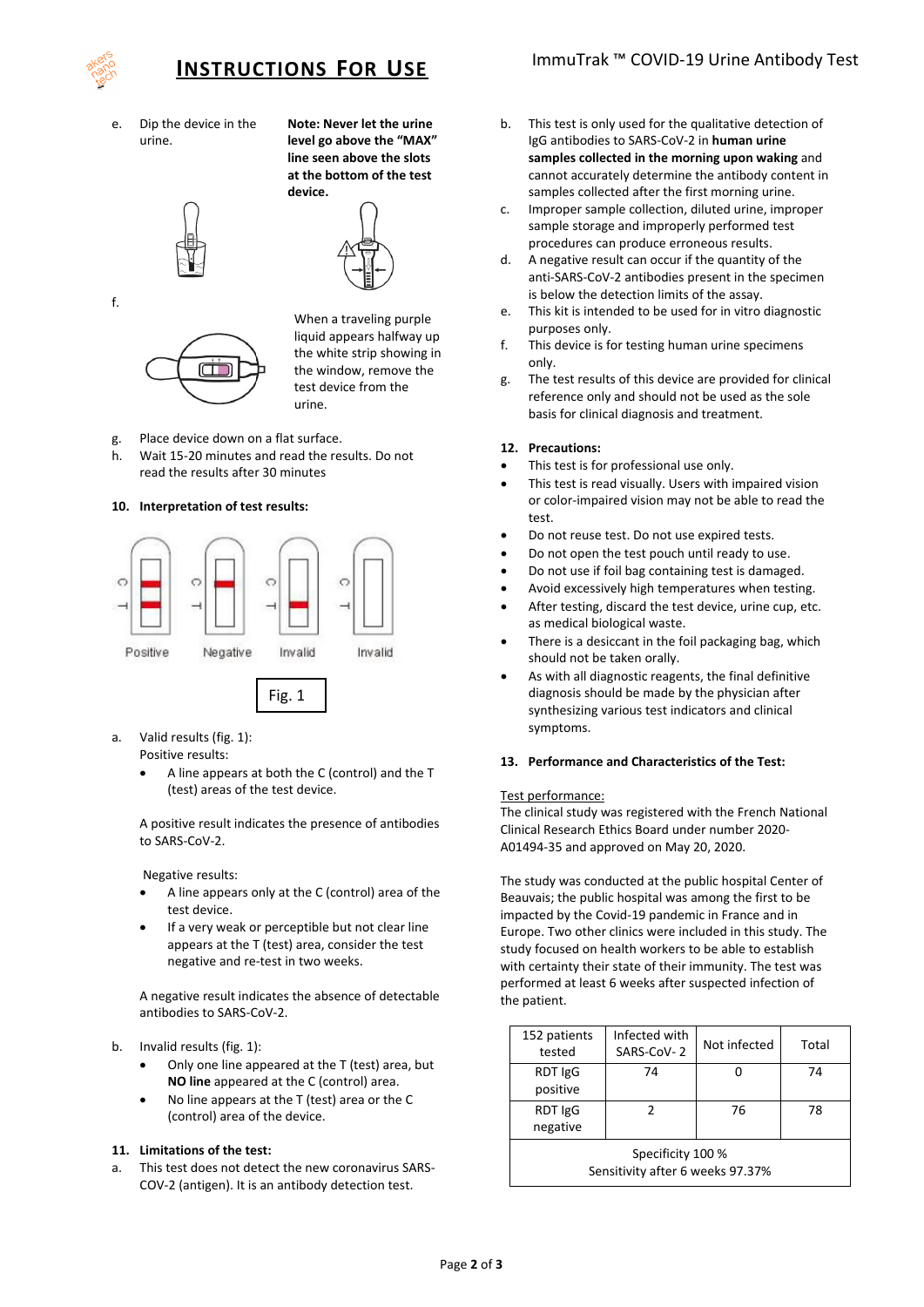e. Dip the device in the urine.

**Note: Never let the urine level go above the "MAX" line seen above the slots at the bottom of the test device.**

f. When a traveling purple liquid appears halfway up the white strip showing in the window, remove the test device from the urine.

g. Place device down on a flat surface.

h. Wait 15-20 minutes and read the results. Do not read the results after 30 minutes

### 10. Interpretation of test results:

Positive Negative Invalid Invalid

Fig. 1

a. Valid results (fig. 1):
Positive results:
- A line appears at both the C (control) and the T (test) areas of the test device.

A positive result indicates the presence of antibodies to SARS-CoV-2.

Negative results:
- A line appears only at the C (control) area of the test device.
- If a very weak or perceptible but not clear line appears at the T (test) area, consider the test negative and re-test in two weeks.

A negative result indicates the absence of detectable antibodies to SARS-CoV-2.

b. Invalid results (fig. 1):
- Only one line appeared at the T (test) area, but **NO line** appeared at the C (control) area.
- No line appears at the T (test) area or the C (control) area of the device.

### 11. Limitations of the test:

a. This test does not detect the new coronavirus SARS-COV-2 (antigen). It is an antibody detection test.

b. This test is only used for the qualitative detection of IgG antibodies to SARS-CoV-2 in **human urine samples collected in the morning upon waking** and cannot accurately determine the antibody content in samples collected after the first morning urine.

c. Improper sample collection, diluted urine, improper sample storage and improperly performed test procedures can produce erroneous results.

d. A negative result can occur if the quantity of the anti-SARS-CoV-2 antibodies present in the specimen is below the detection limits of the assay.

e. This kit is intended to be used for in vitro diagnostic purposes only.

f. This device is for testing human urine specimens only.

g. The test results of this device are provided for clinical reference only and should not be used as the sole basis for clinical diagnosis and treatment.

### 12. Precautions:

- This test is for professional use only.
- This test is read visually. Users with impaired vision or color-impaired vision may not be able to read the test.
- Do not reuse test. Do not use expired tests.
- Do not open the test pouch until ready to use.
- Do not use if foil bag containing test is damaged.
- Avoid excessively high temperatures when testing.
- After testing, discard the test device, urine cup, etc. as medical biological waste.
- There is a desiccant in the foil packaging bag, which should not be taken orally.
- As with all diagnostic reagents, the final definitive diagnosis should be made by the physician after synthesizing various test indicators and clinical symptoms.

### 13. Performance and Characteristics of the Test:

Test performance:

The clinical study was registered with the French National Clinical Research Ethics Board under number 2020-A01494-35 and approved on May 20, 2020.

The study was conducted at the public hospital Center of Beauvais; the public hospital was among the first to be impacted by the Covid-19 pandemic in France and in Europe. Two other clinics were included in this study. The study focused on health workers to be able to establish with certainty their state of their immunity. The test was performed at least 6 weeks after suspected infection of the patient.

| 152 patients tested | Infected with SARS-CoV- 2 | Not infected | Total |
|---|---|---|---|
| RDT IgG positive | 74 | 0 | 74 |
| RDT IgG negative | 2 | 76 | 78 |
| Specificity 100 % Sensitivity after 6 weeks 97.37% | | | |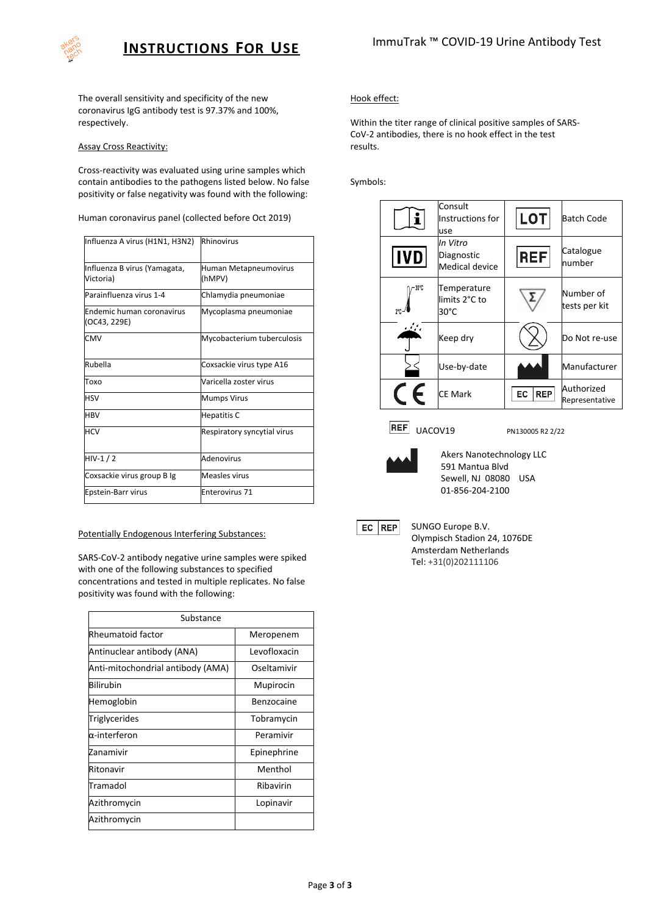# INSTRUCTIONS FOR USE

ImmuTrak ™ COVID-19 Urine Antibody Test

The overall sensitivity and specificity of the new coronavirus IgG antibody test is 97.37% and 100%, respectively.

Assay Cross Reactivity:

Cross-reactivity was evaluated using urine samples which contain antibodies to the pathogens listed below. No false positivity or false negativity was found with the following:

Human coronavirus panel (collected before Oct 2019)

| | |
|---|---|
| Influenza A virus (H1N1, H3N2) | Rhinovirus |
| Influenza B virus (Yamagata, Victoria) | Human Metapneumovirus (hMPV) |
| Parainfluenza virus 1-4 | Chlamydia pneumoniae |
| Endemic human coronavirus (OC43, 229E) | Mycoplasma pneumoniae |
| CMV | Mycobacterium tuberculosis |
| Rubella | Coxsackie virus type A16 |
| Toxo | Varicella zoster virus |
| HSV | Mumps Virus |
| HBV | Hepatitis C |
| HCV | Respiratory syncytial virus |
| HIV-1 / 2 | Adenovirus |
| Coxsackie virus group B Ig | Measles virus |
| Epstein-Barr virus | Enterovirus 71 |

Potentially Endogenous Interfering Substances:

SARS-CoV-2 antibody negative urine samples were spiked with one of the following substances to specified concentrations and tested in multiple replicates. No false positivity was found with the following:

| Substance | |
|---|---|
| Rheumatoid factor | Meropenem |
| Antinuclear antibody (ANA) | Levofloxacin |
| Anti-mitochondrial antibody (AMA) | Oseltamivir |
| Bilirubin | Mupirocin |
| Hemoglobin | Benzocaine |
| Triglycerides | Tobramycin |
| α-interferon | Peramivir |
| Zanamivir | Epinephine |
| Ritonavir | Menthol |
| Tramadol | Ribavirin |
| Azithromycin | Lopinavir |
| Azithromycin | |

Hook effect:

Within the titer range of clinical positive samples of SARS-CoV-2 antibodies, there is no hook effect in the test results.

Symbols:

| | | | |
|---|---|---|---|
| i | Consult Instructions for use | LOT | Batch Code |
| IVD | *In Vitro* Diagnostic Medical device | REF | Catalogue number |
| 2°C–30°C | Temperature limits 2°C to 30°C | Σ | Number of tests per kit |
| | Keep dry | | Do Not re-use |
| | Use-by-date | | Manufacturer |
| CE | CE Mark | EC REP | Authorized Representative |

REF UACOV19

PN130005 R2 2/22

Akers Nanotechnology LLC
591 Mantua Blvd
Sewell, NJ 08080 USA
01-856-204-2100

EC REP

SUNGO Europe B.V.
Olympisch Stadion 24, 1076DE
Amsterdam Netherlands
Tel: +31(0)202111106